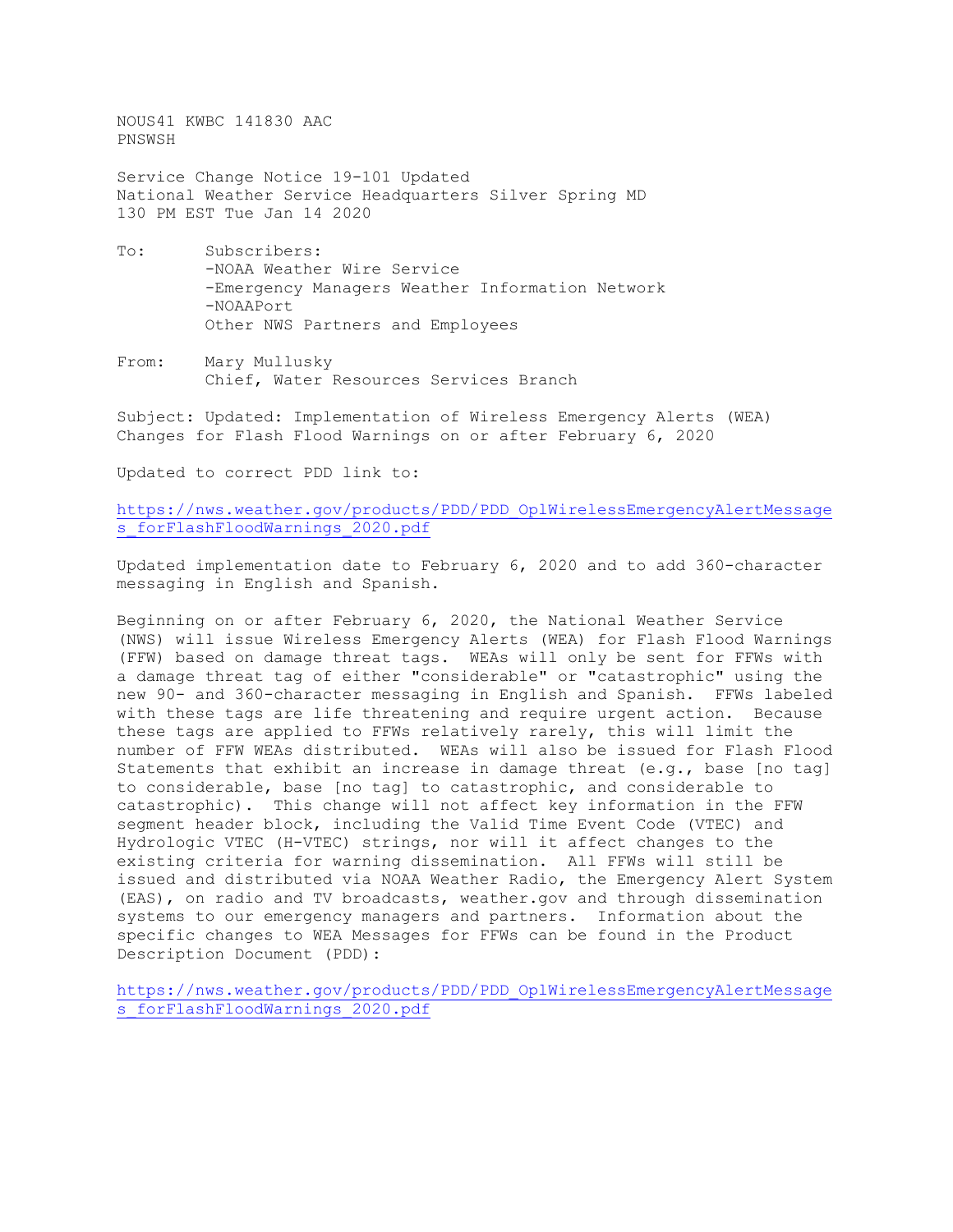NOUS41 KWBC 141830 AAC
PNSWSH

Service Change Notice 19-101 Updated
National Weather Service Headquarters Silver Spring MD
130 PM EST Tue Jan 14 2020

To: Subscribers:
-NOAA Weather Wire Service
-Emergency Managers Weather Information Network
-NOAAPort
Other NWS Partners and Employees

From: Mary Mullusky
Chief, Water Resources Services Branch

Subject: Updated: Implementation of Wireless Emergency Alerts (WEA) Changes for Flash Flood Warnings on or after February 6, 2020

Updated to correct PDD link to:

https://nws.weather.gov/products/PDD/PDD_OplWirelessEmergencyAlertMessages_forFlashFloodWarnings_2020.pdf

Updated implementation date to February 6, 2020 and to add 360-character messaging in English and Spanish.

Beginning on or after February 6, 2020, the National Weather Service (NWS) will issue Wireless Emergency Alerts (WEA) for Flash Flood Warnings (FFW) based on damage threat tags. WEAs will only be sent for FFWs with a damage threat tag of either "considerable" or "catastrophic" using the new 90- and 360-character messaging in English and Spanish. FFWs labeled with these tags are life threatening and require urgent action. Because these tags are applied to FFWs relatively rarely, this will limit the number of FFW WEAs distributed. WEAs will also be issued for Flash Flood Statements that exhibit an increase in damage threat (e.g., base [no tag] to considerable, base [no tag] to catastrophic, and considerable to catastrophic). This change will not affect key information in the FFW segment header block, including the Valid Time Event Code (VTEC) and Hydrologic VTEC (H-VTEC) strings, nor will it affect changes to the existing criteria for warning dissemination. All FFWs will still be issued and distributed via NOAA Weather Radio, the Emergency Alert System (EAS), on radio and TV broadcasts, weather.gov and through dissemination systems to our emergency managers and partners. Information about the specific changes to WEA Messages for FFWs can be found in the Product Description Document (PDD):

https://nws.weather.gov/products/PDD/PDD_OplWirelessEmergencyAlertMessages_forFlashFloodWarnings_2020.pdf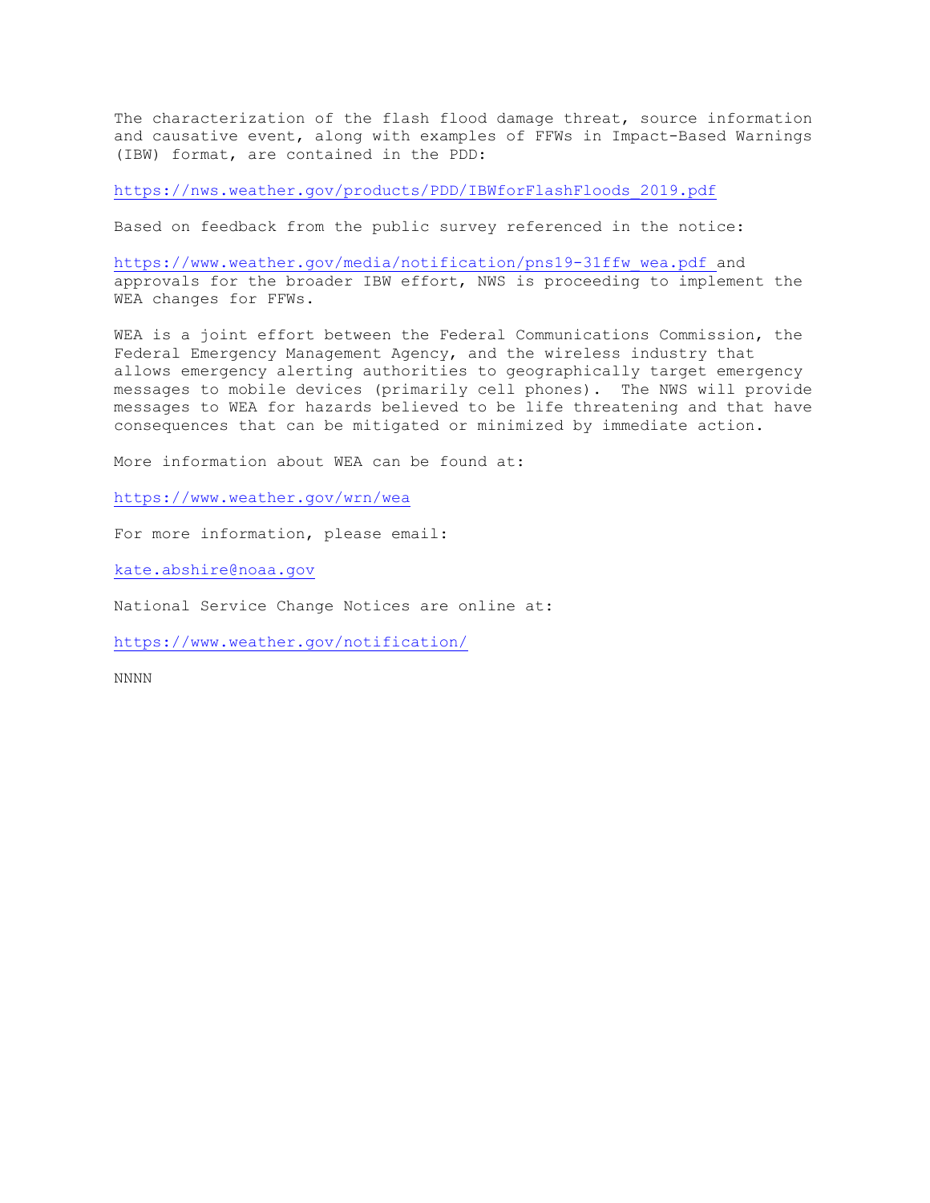The characterization of the flash flood damage threat, source information and causative event, along with examples of FFWs in Impact-Based Warnings (IBW) format, are contained in the PDD:

https://nws.weather.gov/products/PDD/IBWforFlashFloods_2019.pdf

Based on feedback from the public survey referenced in the notice:

https://www.weather.gov/media/notification/pns19-31ffw_wea.pdf and approvals for the broader IBW effort, NWS is proceeding to implement the WEA changes for FFWs.

WEA is a joint effort between the Federal Communications Commission, the Federal Emergency Management Agency, and the wireless industry that allows emergency alerting authorities to geographically target emergency messages to mobile devices (primarily cell phones). The NWS will provide messages to WEA for hazards believed to be life threatening and that have consequences that can be mitigated or minimized by immediate action.

More information about WEA can be found at:

https://www.weather.gov/wrn/wea

For more information, please email:

kate.abshire@noaa.gov

National Service Change Notices are online at:

https://www.weather.gov/notification/

NNNN